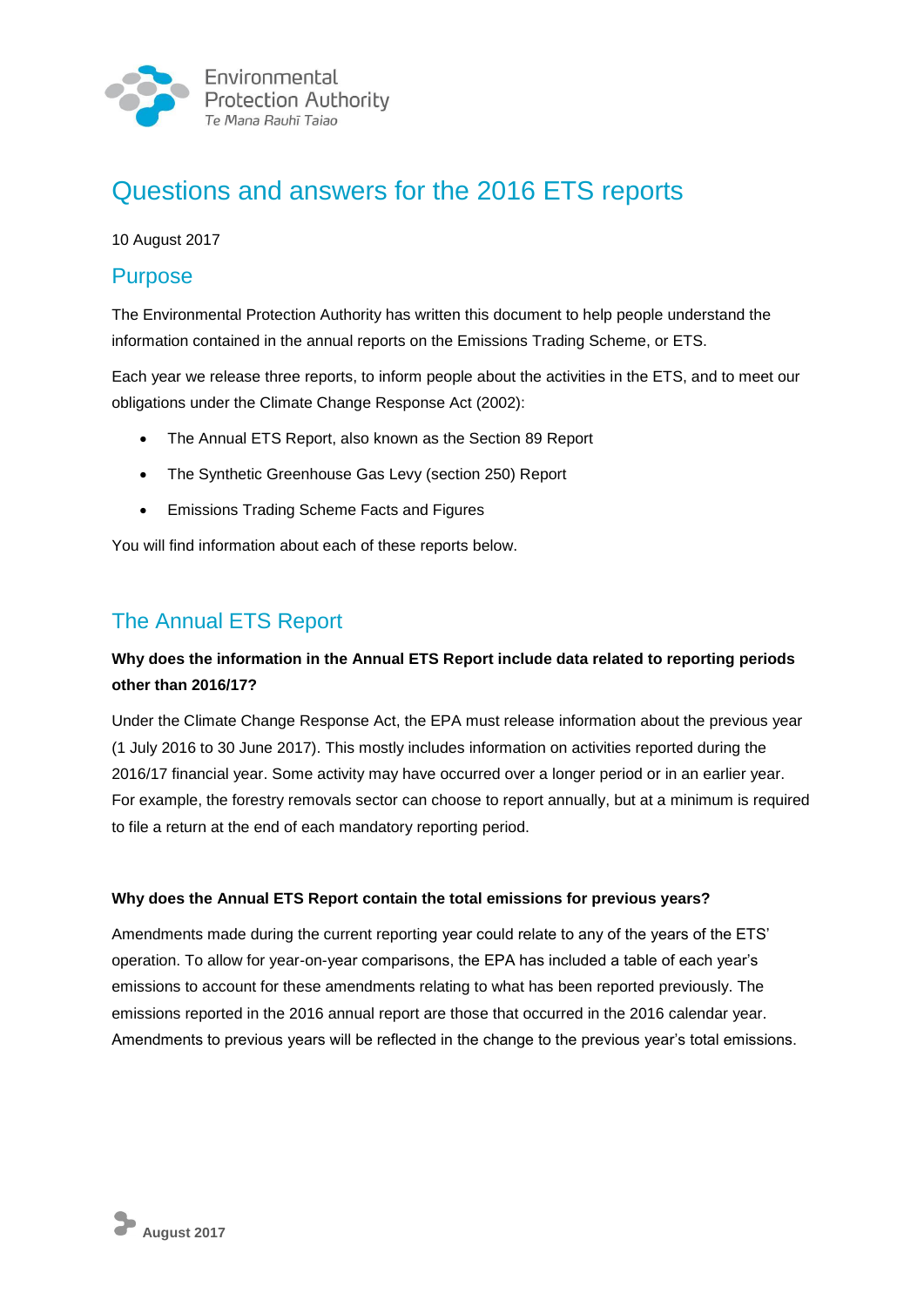# Questions and answers for the 2016 ETS reports

10 August 2017

## Purpose

The Environmental Protection Authority has written this document to help people understand the information contained in the annual reports on the Emissions Trading Scheme, or ETS.

Each year we release three reports, to inform people about the activities in the ETS, and to meet our obligations under the Climate Change Response Act (2002):

- The Annual ETS Report, also known as the Section 89 Report
- The Synthetic Greenhouse Gas Levy (section 250) Report
- Emissions Trading Scheme Facts and Figures

You will find information about each of these reports below.

## The Annual ETS Report

**Why does the information in the Annual ETS Report include data related to reporting periods other than 2016/17?**

Under the Climate Change Response Act, the EPA must release information about the previous year (1 July 2016 to 30 June 2017). This mostly includes information on activities reported during the 2016/17 financial year. Some activity may have occurred over a longer period or in an earlier year. For example, the forestry removals sector can choose to report annually, but at a minimum is required to file a return at the end of each mandatory reporting period.

**Why does the Annual ETS Report contain the total emissions for previous years?**

Amendments made during the current reporting year could relate to any of the years of the ETS' operation. To allow for year-on-year comparisons, the EPA has included a table of each year's emissions to account for these amendments relating to what has been reported previously. The emissions reported in the 2016 annual report are those that occurred in the 2016 calendar year. Amendments to previous years will be reflected in the change to the previous year's total emissions.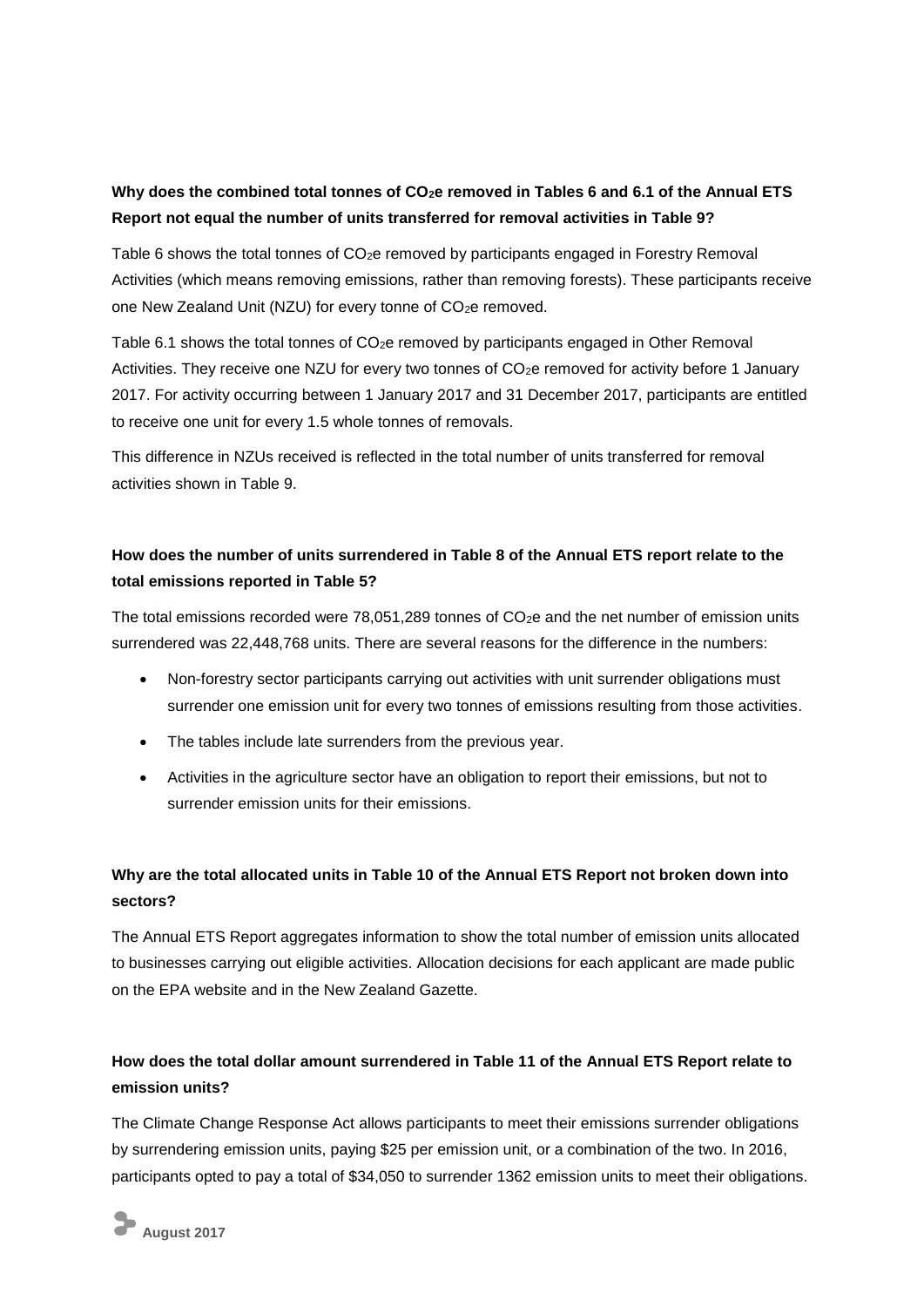**Why does the combined total tonnes of $CO_2e$ removed in Tables 6 and 6.1 of the Annual ETS Report not equal the number of units transferred for removal activities in Table 9?**

Table 6 shows the total tonnes of $CO_2e$ removed by participants engaged in Forestry Removal Activities (which means removing emissions, rather than removing forests). These participants receive one New Zealand Unit (NZU) for every tonne of $CO_2e$ removed.

Table 6.1 shows the total tonnes of $CO_2e$ removed by participants engaged in Other Removal Activities. They receive one NZU for every two tonnes of $CO_2e$ removed for activity before 1 January 2017. For activity occurring between 1 January 2017 and 31 December 2017, participants are entitled to receive one unit for every 1.5 whole tonnes of removals.

This difference in NZUs received is reflected in the total number of units transferred for removal activities shown in Table 9.

**How does the number of units surrendered in Table 8 of the Annual ETS report relate to the total emissions reported in Table 5?**

The total emissions recorded were 78,051,289 tonnes of $CO_2e$ and the net number of emission units surrendered was 22,448,768 units. There are several reasons for the difference in the numbers:

- Non-forestry sector participants carrying out activities with unit surrender obligations must surrender one emission unit for every two tonnes of emissions resulting from those activities.
- The tables include late surrenders from the previous year.
- Activities in the agriculture sector have an obligation to report their emissions, but not to surrender emission units for their emissions.

**Why are the total allocated units in Table 10 of the Annual ETS Report not broken down into sectors?**

The Annual ETS Report aggregates information to show the total number of emission units allocated to businesses carrying out eligible activities. Allocation decisions for each applicant are made public on the EPA website and in the New Zealand Gazette.

**How does the total dollar amount surrendered in Table 11 of the Annual ETS Report relate to emission units?**

The Climate Change Response Act allows participants to meet their emissions surrender obligations by surrendering emission units, paying $25 per emission unit, or a combination of the two. In 2016, participants opted to pay a total of $34,050 to surrender 1362 emission units to meet their obligations.

**August 2017**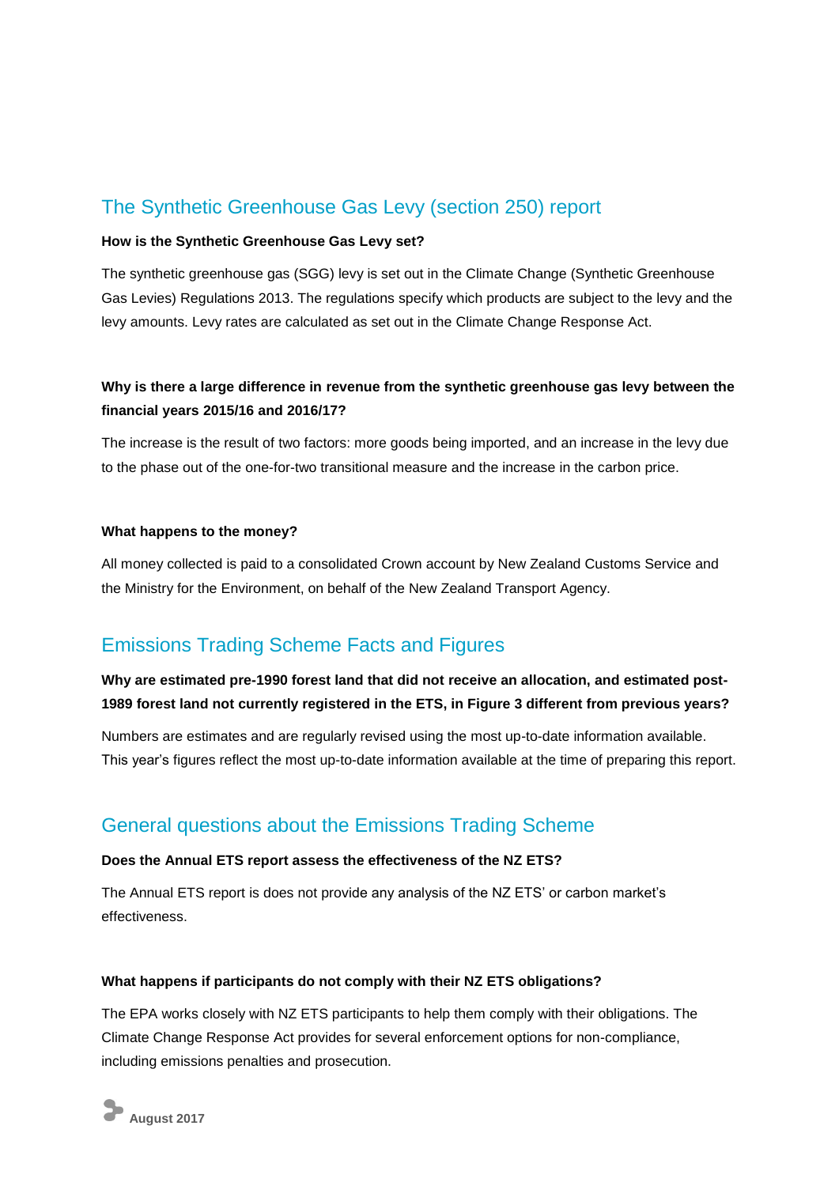## The Synthetic Greenhouse Gas Levy (section 250) report

**How is the Synthetic Greenhouse Gas Levy set?**

The synthetic greenhouse gas (SGG) levy is set out in the Climate Change (Synthetic Greenhouse Gas Levies) Regulations 2013. The regulations specify which products are subject to the levy and the levy amounts. Levy rates are calculated as set out in the Climate Change Response Act.

**Why is there a large difference in revenue from the synthetic greenhouse gas levy between the financial years 2015/16 and 2016/17?**

The increase is the result of two factors: more goods being imported, and an increase in the levy due to the phase out of the one-for-two transitional measure and the increase in the carbon price.

**What happens to the money?**

All money collected is paid to a consolidated Crown account by New Zealand Customs Service and the Ministry for the Environment, on behalf of the New Zealand Transport Agency.

## Emissions Trading Scheme Facts and Figures

**Why are estimated pre-1990 forest land that did not receive an allocation, and estimated post-1989 forest land not currently registered in the ETS, in Figure 3 different from previous years?**

Numbers are estimates and are regularly revised using the most up-to-date information available. This year's figures reflect the most up-to-date information available at the time of preparing this report.

## General questions about the Emissions Trading Scheme

**Does the Annual ETS report assess the effectiveness of the NZ ETS?**

The Annual ETS report is does not provide any analysis of the NZ ETS' or carbon market's effectiveness.

**What happens if participants do not comply with their NZ ETS obligations?**

The EPA works closely with NZ ETS participants to help them comply with their obligations. The Climate Change Response Act provides for several enforcement options for non-compliance, including emissions penalties and prosecution.

August 2017